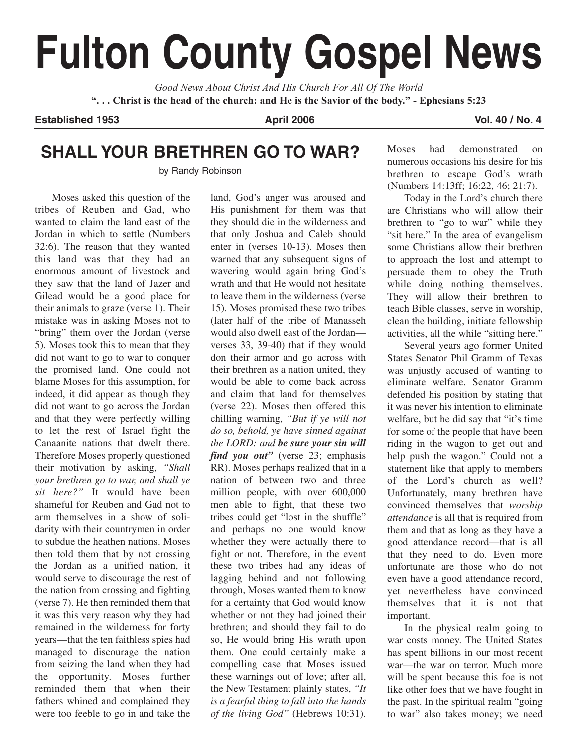# Fulton County Gospel News

*Good News About Christ And His Church For All Of The World*

**". . . Christ is the head of the church: and He is the Savior of the body." - Ephesians 5:23**

**Established 1953** | **April 2006** | **Vol. 40 / No. 4**

## SHALL YOUR BRETHREN GO TO WAR?

by Randy Robinson

Moses asked this question of the tribes of Reuben and Gad, who wanted to claim the land east of the Jordan in which to settle (Numbers 32:6). The reason that they wanted this land was that they had an enormous amount of livestock and they saw that the land of Jazer and Gilead would be a good place for their animals to graze (verse 1). Their mistake was in asking Moses not to "bring" them over the Jordan (verse 5). Moses took this to mean that they did not want to go to war to conquer the promised land. One could not blame Moses for this assumption, for indeed, it did appear as though they did not want to go across the Jordan and that they were perfectly willing to let the rest of Israel fight the Canaanite nations that dwelt there. Therefore Moses properly questioned their motivation by asking, *"Shall your brethren go to war, and shall ye sit here?"* It would have been shameful for Reuben and Gad not to arm themselves in a show of solidarity with their countrymen in order to subdue the heathen nations. Moses then told them that by not crossing the Jordan as a unified nation, it would serve to discourage the rest of the nation from crossing and fighting (verse 7). He then reminded them that it was this very reason why they had remained in the wilderness for forty years—that the ten faithless spies had managed to discourage the nation from seizing the land when they had the opportunity. Moses further reminded them that when their fathers whined and complained they were too feeble to go in and take the land, God's anger was aroused and His punishment for them was that they should die in the wilderness and that only Joshua and Caleb should enter in (verses 10-13). Moses then warned that any subsequent signs of wavering would again bring God's wrath and that He would not hesitate to leave them in the wilderness (verse 15). Moses promised these two tribes (later half of the tribe of Manasseh would also dwell east of the Jordan—verses 33, 39-40) that if they would don their armor and go across with their brethren as a nation united, they would be able to come back across and claim that land for themselves (verse 22). Moses then offered this chilling warning, *"But if ye will not do so, behold, ye have sinned against the LORD: and **be sure your sin will find you out**"* (verse 23; emphasis RR). Moses perhaps realized that in a nation of between two and three million people, with over 600,000 men able to fight, that these two tribes could get "lost in the shuffle" and perhaps no one would know whether they were actually there to fight or not. Therefore, in the event these two tribes had any ideas of lagging behind and not following through, Moses wanted them to know for a certainty that God would know whether or not they had joined their brethren; and should they fail to do so, He would bring His wrath upon them. One could certainly make a compelling case that Moses issued these warnings out of love; after all, the New Testament plainly states, *"It is a fearful thing to fall into the hands of the living God"* (Hebrews 10:31). Moses had demonstrated on numerous occasions his desire for his brethren to escape God's wrath (Numbers 14:13ff; 16:22, 46; 21:7).

Today in the Lord's church there are Christians who will allow their brethren to "go to war" while they "sit here." In the area of evangelism some Christians allow their brethren to approach the lost and attempt to persuade them to obey the Truth while doing nothing themselves. They will allow their brethren to teach Bible classes, serve in worship, clean the building, initiate fellowship activities, all the while "sitting here."

Several years ago former United States Senator Phil Gramm of Texas was unjustly accused of wanting to eliminate welfare. Senator Gramm defended his position by stating that it was never his intention to eliminate welfare, but he did say that "it's time for some of the people that have been riding in the wagon to get out and help push the wagon." Could not a statement like that apply to members of the Lord's church as well? Unfortunately, many brethren have convinced themselves that *worship attendance* is all that is required from them and that as long as they have a good attendance record—that is all that they need to do. Even more unfortunate are those who do not even have a good attendance record, yet nevertheless have convinced themselves that it is not that important.

In the physical realm going to war costs money. The United States has spent billions in our most recent war—the war on terror. Much more will be spent because this foe is not like other foes that we have fought in the past. In the spiritual realm "going to war" also takes money; we need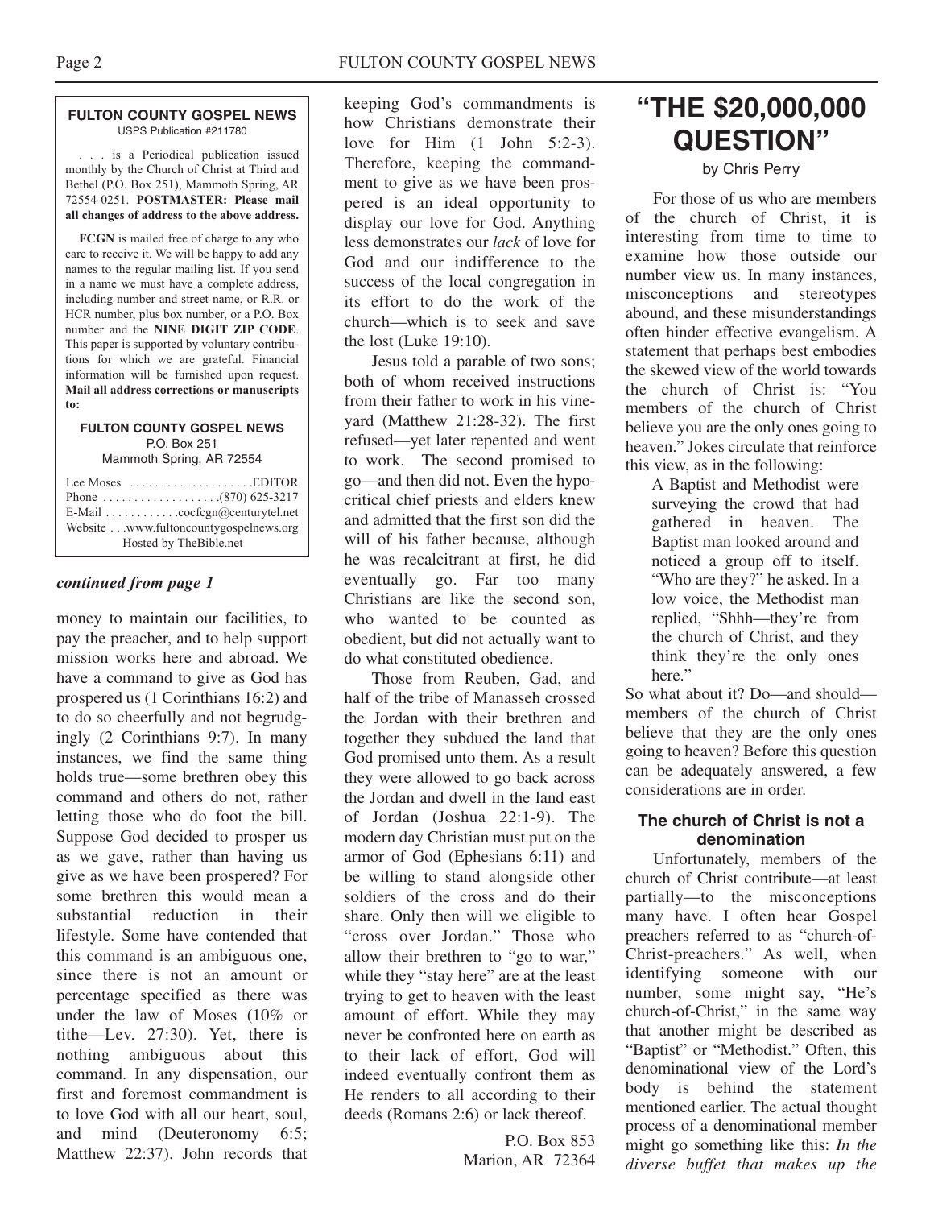**FULTON COUNTY GOSPEL NEWS**
USPS Publication #211780

. . . is a Periodical publication issued monthly by the Church of Christ at Third and Bethel (P.O. Box 251), Mammoth Spring, AR 72554-0251. **POSTMASTER: Please mail all changes of address to the above address.**

**FCGN** is mailed free of charge to any who care to receive it. We will be happy to add any names to the regular mailing list. If you send in a name we must have a complete address, including number and street name, or R.R. or HCR number, plus box number, or a P.O. Box number and the **NINE DIGIT ZIP CODE**. This paper is supported by voluntary contributions for which we are grateful. Financial information will be furnished upon request. **Mail all address corrections or manuscripts to:**

**FULTON COUNTY GOSPEL NEWS**
P.O. Box 251
Mammoth Spring, AR 72554

Lee Moses . . . . . . . . . . . . . . . . . . . .EDITOR
Phone . . . . . . . . . . . . . . . . . . .(870) 625-3217
E-Mail . . . . . . . . . . . .cocfcgn@centurytel.net
Website . . .www.fultoncountygospelnews.org
Hosted by TheBible.net

***continued from page 1***

money to maintain our facilities, to pay the preacher, and to help support mission works here and abroad. We have a command to give as God has prospered us (1 Corinthians 16:2) and to do so cheerfully and not begrudgingly (2 Corinthians 9:7). In many instances, we find the same thing holds true—some brethren obey this command and others do not, rather letting those who do foot the bill. Suppose God decided to prosper us as we gave, rather than having us give as we have been prospered? For some brethren this would mean a substantial reduction in their lifestyle. Some have contended that this command is an ambiguous one, since there is not an amount or percentage specified as there was under the law of Moses (10% or tithe—Lev. 27:30). Yet, there is nothing ambiguous about this command. In any dispensation, our first and foremost commandment is to love God with all our heart, soul, and mind (Deuteronomy 6:5; Matthew 22:37). John records that keeping God's commandments is how Christians demonstrate their love for Him (1 John 5:2-3). Therefore, keeping the commandment to give as we have been prospered is an ideal opportunity to display our love for God. Anything less demonstrates our *lack* of love for God and our indifference to the success of the local congregation in its effort to do the work of the church—which is to seek and save the lost (Luke 19:10).

Jesus told a parable of two sons; both of whom received instructions from their father to work in his vineyard (Matthew 21:28-32). The first refused—yet later repented and went to work. The second promised to go—and then did not. Even the hypocritical chief priests and elders knew and admitted that the first son did the will of his father because, although he was recalcitrant at first, he did eventually go. Far too many Christians are like the second son, who wanted to be counted as obedient, but did not actually want to do what constituted obedience.

Those from Reuben, Gad, and half of the tribe of Manasseh crossed the Jordan with their brethren and together they subdued the land that God promised unto them. As a result they were allowed to go back across the Jordan and dwell in the land east of Jordan (Joshua 22:1-9). The modern day Christian must put on the armor of God (Ephesians 6:11) and be willing to stand alongside other soldiers of the cross and do their share. Only then will we eligible to "cross over Jordan." Those who allow their brethren to "go to war," while they "stay here" are at the least trying to get to heaven with the least amount of effort. While they may never be confronted here on earth as to their lack of effort, God will indeed eventually confront them as He renders to all according to their deeds (Romans 2:6) or lack thereof.

P.O. Box 853
Marion, AR 72364

# "THE $20,000,000 QUESTION"

by Chris Perry

For those of us who are members of the church of Christ, it is interesting from time to time to examine how those outside our number view us. In many instances, misconceptions and stereotypes abound, and these misunderstandings often hinder effective evangelism. A statement that perhaps best embodies the skewed view of the world towards the church of Christ is: "You members of the church of Christ believe you are the only ones going to heaven." Jokes circulate that reinforce this view, as in the following:

> A Baptist and Methodist were surveying the crowd that had gathered in heaven. The Baptist man looked around and noticed a group off to itself. "Who are they?" he asked. In a low voice, the Methodist man replied, "Shhh—they're from the church of Christ, and they think they're the only ones here."

So what about it? Do—and should—members of the church of Christ believe that they are the only ones going to heaven? Before this question can be adequately answered, a few considerations are in order.

### The church of Christ is not a denomination

Unfortunately, members of the church of Christ contribute—at least partially—to the misconceptions many have. I often hear Gospel preachers referred to as "church-of-Christ-preachers." As well, when identifying someone with our number, some might say, "He's church-of-Christ," in the same way that another might be described as "Baptist" or "Methodist." Often, this denominational view of the Lord's body is behind the statement mentioned earlier. The actual thought process of a denominational member might go something like this: *In the diverse buffet that makes up the*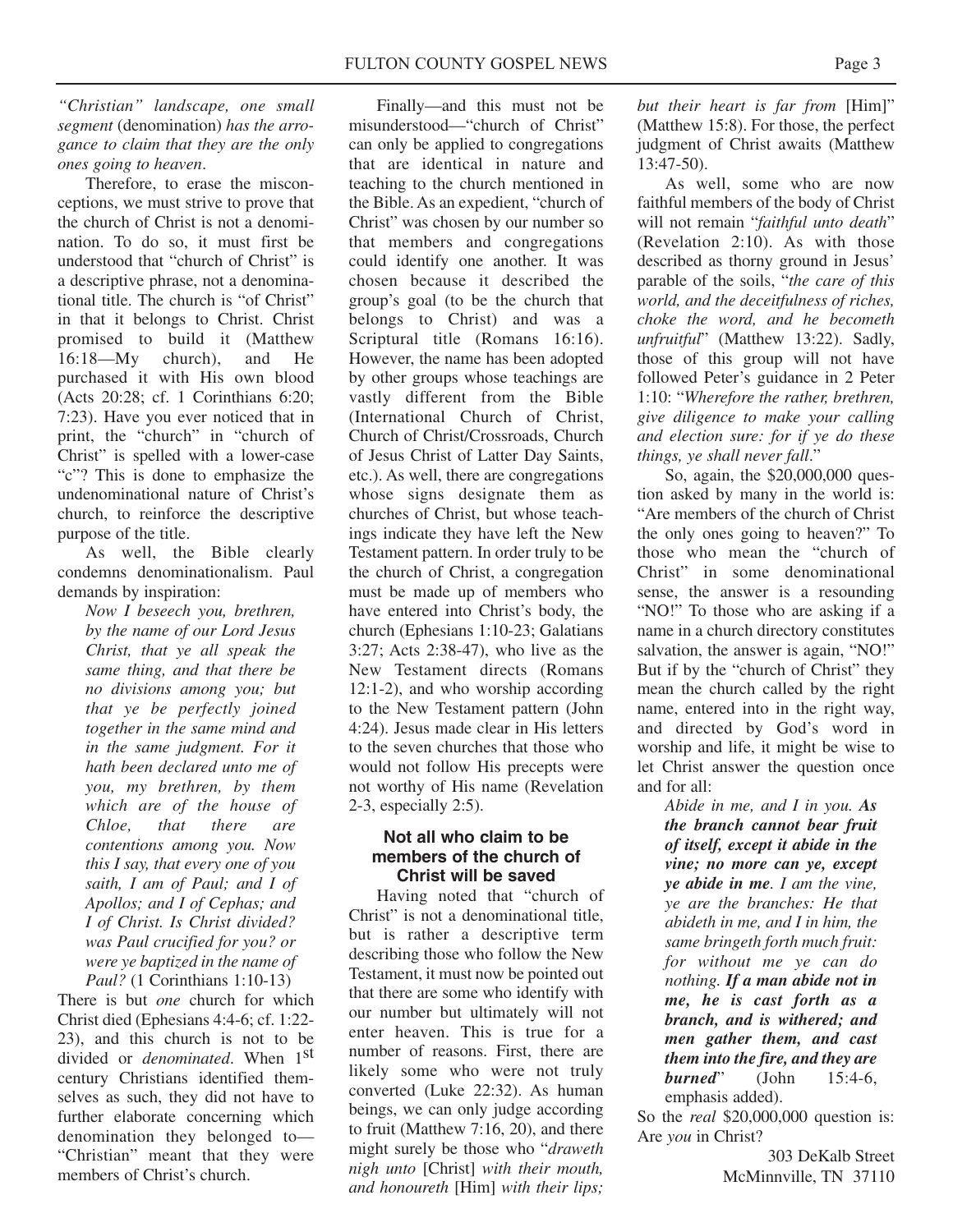*"Christian" landscape, one small segment* (denomination) *has the arrogance to claim that they are the only ones going to heaven*.

Therefore, to erase the misconceptions, we must strive to prove that the church of Christ is not a denomination. To do so, it must first be understood that "church of Christ" is a descriptive phrase, not a denominational title. The church is "of Christ" in that it belongs to Christ. Christ promised to build it (Matthew 16:18—My church), and He purchased it with His own blood (Acts 20:28; cf. 1 Corinthians 6:20; 7:23). Have you ever noticed that in print, the "church" in "church of Christ" is spelled with a lower-case "c"? This is done to emphasize the undenominational nature of Christ's church, to reinforce the descriptive purpose of the title.

As well, the Bible clearly condemns denominationalism. Paul demands by inspiration:

> *Now I beseech you, brethren, by the name of our Lord Jesus Christ, that ye all speak the same thing, and that there be no divisions among you; but that ye be perfectly joined together in the same mind and in the same judgment. For it hath been declared unto me of you, my brethren, by them which are of the house of Chloe, that there are contentions among you. Now this I say, that every one of you saith, I am of Paul; and I of Apollos; and I of Cephas; and I of Christ. Is Christ divided? was Paul crucified for you? or were ye baptized in the name of Paul?* (1 Corinthians 1:10-13)

There is but *one* church for which Christ died (Ephesians 4:4-6; cf. 1:22-23), and this church is not to be divided or *denominated*. When 1st century Christians identified themselves as such, they did not have to further elaborate concerning which denomination they belonged to—"Christian" meant that they were members of Christ's church.

Finally—and this must not be misunderstood—"church of Christ" can only be applied to congregations that are identical in nature and teaching to the church mentioned in the Bible. As an expedient, "church of Christ" was chosen by our number so that members and congregations could identify one another. It was chosen because it described the group's goal (to be the church that belongs to Christ) and was a Scriptural title (Romans 16:16). However, the name has been adopted by other groups whose teachings are vastly different from the Bible (International Church of Christ, Church of Christ/Crossroads, Church of Jesus Christ of Latter Day Saints, etc.). As well, there are congregations whose signs designate them as churches of Christ, but whose teachings indicate they have left the New Testament pattern. In order truly to be the church of Christ, a congregation must be made up of members who have entered into Christ's body, the church (Ephesians 1:10-23; Galatians 3:27; Acts 2:38-47), who live as the New Testament directs (Romans 12:1-2), and who worship according to the New Testament pattern (John 4:24). Jesus made clear in His letters to the seven churches that those who would not follow His precepts were not worthy of His name (Revelation 2-3, especially 2:5).

### Not all who claim to be members of the church of Christ will be saved

Having noted that "church of Christ" is not a denominational title, but is rather a descriptive term describing those who follow the New Testament, it must now be pointed out that there are some who identify with our number but ultimately will not enter heaven. This is true for a number of reasons. First, there are likely some who were not truly converted (Luke 22:32). As human beings, we can only judge according to fruit (Matthew 7:16, 20), and there might surely be those who "*draweth nigh unto* [Christ] *with their mouth, and honoureth* [Him] *with their lips; but their heart is far from* [Him]" (Matthew 15:8). For those, the perfect judgment of Christ awaits (Matthew 13:47-50).

As well, some who are now faithful members of the body of Christ will not remain "*faithful unto death*" (Revelation 2:10). As with those described as thorny ground in Jesus' parable of the soils, "*the care of this world, and the deceitfulness of riches, choke the word, and he becometh unfruitful*" (Matthew 13:22). Sadly, those of this group will not have followed Peter's guidance in 2 Peter 1:10: "*Wherefore the rather, brethren, give diligence to make your calling and election sure: for if ye do these things, ye shall never fall*."

So, again, the $20,000,000 question asked by many in the world is: "Are members of the church of Christ the only ones going to heaven?" To those who mean the "church of Christ" in some denominational sense, the answer is a resounding "NO!" To those who are asking if a name in a church directory constitutes salvation, the answer is again, "NO!" But if by the "church of Christ" they mean the church called by the right name, entered into in the right way, and directed by God's word in worship and life, it might be wise to let Christ answer the question once and for all:

> *Abide in me, and I in you.* ***As the branch cannot bear fruit of itself, except it abide in the vine; no more can ye, except ye abide in me****. I am the vine, ye are the branches: He that abideth in me, and I in him, the same bringeth forth much fruit: for without me ye can do nothing.* ***If a man abide not in me, he is cast forth as a branch, and is withered; and men gather them, and cast them into the fire, and they are burned***" (John 15:4-6, emphasis added).

So the *real* $20,000,000 question is: Are *you* in Christ?

303 DeKalb Street
McMinnville, TN 37110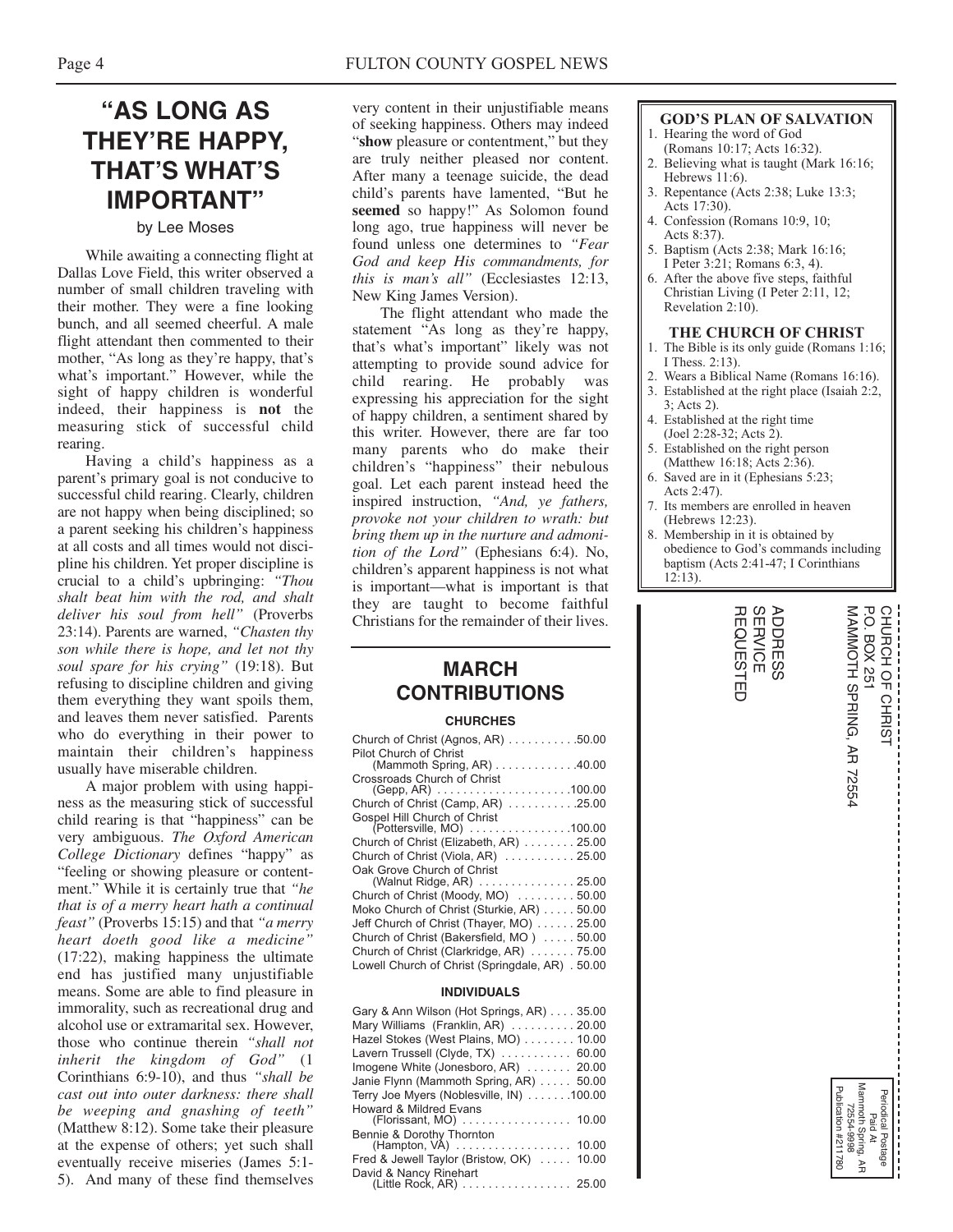# "AS LONG AS THEY'RE HAPPY, THAT'S WHAT'S IMPORTANT"

by Lee Moses

While awaiting a connecting flight at Dallas Love Field, this writer observed a number of small children traveling with their mother. They were a fine looking bunch, and all seemed cheerful. A male flight attendant then commented to their mother, "As long as they're happy, that's what's important." However, while the sight of happy children is wonderful indeed, their happiness is **not** the measuring stick of successful child rearing.

Having a child's happiness as a parent's primary goal is not conducive to successful child rearing. Clearly, children are not happy when being disciplined; so a parent seeking his children's happiness at all costs and all times would not discipline his children. Yet proper discipline is crucial to a child's upbringing: *"Thou shalt beat him with the rod, and shalt deliver his soul from hell"* (Proverbs 23:14). Parents are warned, *"Chasten thy son while there is hope, and let not thy soul spare for his crying"* (19:18). But refusing to discipline children and giving them everything they want spoils them, and leaves them never satisfied. Parents who do everything in their power to maintain their children's happiness usually have miserable children.

A major problem with using happiness as the measuring stick of successful child rearing is that "happiness" can be very ambiguous. *The Oxford American College Dictionary* defines "happy" as "feeling or showing pleasure or contentment." While it is certainly true that *"he that is of a merry heart hath a continual feast"* (Proverbs 15:15) and that *"a merry heart doeth good like a medicine"* (17:22), making happiness the ultimate end has justified many unjustifiable means. Some are able to find pleasure in immorality, such as recreational drug and alcohol use or extramarital sex. However, those who continue therein *"shall not inherit the kingdom of God"* (1 Corinthians 6:9-10), and thus *"shall be cast out into outer darkness: there shall be weeping and gnashing of teeth"* (Matthew 8:12). Some take their pleasure at the expense of others; yet such shall eventually receive miseries (James 5:1-5). And many of these find themselves very content in their unjustifiable means of seeking happiness. Others may indeed "**show** pleasure or contentment," but they are truly neither pleased nor content. After many a teenage suicide, the dead child's parents have lamented, "But he **seemed** so happy!" As Solomon found long ago, true happiness will never be found unless one determines to *"Fear God and keep His commandments, for this is man's all"* (Ecclesiastes 12:13, New King James Version).

The flight attendant who made the statement "As long as they're happy, that's what's important" likely was not attempting to provide sound advice for child rearing. He probably was expressing his appreciation for the sight of happy children, a sentiment shared by this writer. However, there are far too many parents who do make their children's "happiness" their nebulous goal. Let each parent instead heed the inspired instruction, *"And, ye fathers, provoke not your children to wrath: but bring them up in the nurture and admonition of the Lord"* (Ephesians 6:4). No, children's apparent happiness is not what is important—what is important is that they are taught to become faithful Christians for the remainder of their lives.

## MARCH CONTRIBUTIONS

### CHURCHES

Church of Christ (Agnos, AR) .50.00
Pilot Church of Christ (Mammoth Spring, AR) .40.00
Crossroads Church of Christ (Gepp, AR) .100.00
Church of Christ (Camp, AR) .25.00
Gospel Hill Church of Christ (Pottersville, MO) .100.00
Church of Christ (Elizabeth, AR) 25.00
Church of Christ (Viola, AR) 25.00
Oak Grove Church of Christ (Walnut Ridge, AR) 25.00
Church of Christ (Moody, MO) 50.00
Moko Church of Christ (Sturkie, AR) 50.00
Jeff Church of Christ (Thayer, MO) 25.00
Church of Christ (Bakersfield, MO ) 50.00
Church of Christ (Clarkridge, AR) 75.00
Lowell Church of Christ (Springdale, AR) . 50.00

### INDIVIDUALS

Gary & Ann Wilson (Hot Springs, AR) 35.00
Mary Williams (Franklin, AR) 20.00
Hazel Stokes (West Plains, MO) 10.00
Lavern Trussell (Clyde, TX) 60.00
Imogene White (Jonesboro, AR) 20.00
Janie Flynn (Mammoth Spring, AR) 50.00
Terry Joe Myers (Noblesville, IN) .100.00
Howard & Mildred Evans (Florissant, MO) 10.00
Bennie & Dorothy Thornton (Hampton, VA) 10.00
Fred & Jewell Taylor (Bristow, OK) 10.00
David & Nancy Rinehart (Little Rock, AR) 25.00

### GOD'S PLAN OF SALVATION

1. Hearing the word of God (Romans 10:17; Acts 16:32).
2. Believing what is taught (Mark 16:16; Hebrews 11:6).
3. Repentance (Acts 2:38; Luke 13:3; Acts 17:30).
4. Confession (Romans 10:9, 10; Acts 8:37).
5. Baptism (Acts 2:38; Mark 16:16; I Peter 3:21; Romans 6:3, 4).
6. After the above five steps, faithful Christian Living (I Peter 2:11, 12; Revelation 2:10).

### THE CHURCH OF CHRIST

1. The Bible is its only guide (Romans 1:16; I Thess. 2:13).
2. Wears a Biblical Name (Romans 16:16).
3. Established at the right place (Isaiah 2:2, 3; Acts 2).
4. Established at the right time (Joel 2:28-32; Acts 2).
5. Established on the right person (Matthew 16:18; Acts 2:36).
6. Saved are in it (Ephesians 5:23; Acts 2:47).
7. Its members are enrolled in heaven (Hebrews 12:23).
8. Membership in it is obtained by obedience to God's commands including baptism (Acts 2:41-47; I Corinthians 12:13).

CHURCH OF CHRIST
P.O. BOX 251
MAMMOTH SPRING, AR 72554

ADDRESS SERVICE REQUESTED

Periodical Postage Paid At Mammoth Spring, AR 72554-9998
Publication #211780